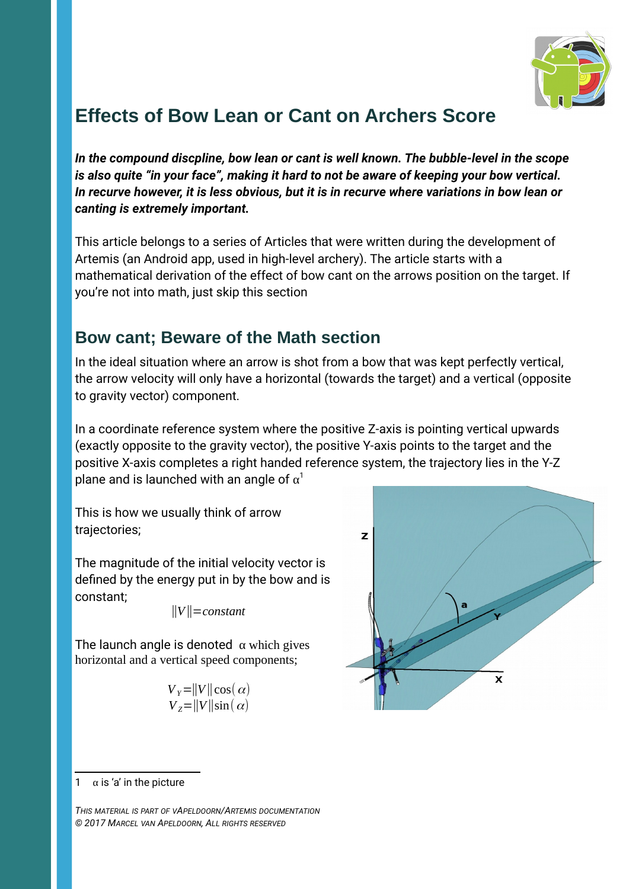# Effects of Bow Lean or Cant on Archers Score

***In the compound discpline, bow lean or cant is well known. The bubble-level in the scope is also quite "in your face", making it hard to not be aware of keeping your bow vertical. In recurve however, it is less obvious, but it is in recurve where variations in bow lean or canting is extremely important.***

This article belongs to a series of Articles that were written during the development of Artemis (an Android app, used in high-level archery). The article starts with a mathematical derivation of the effect of bow cant on the arrows position on the target. If you're not into math, just skip this section

## Bow cant; Beware of the Math section

In the ideal situation where an arrow is shot from a bow that was kept perfectly vertical, the arrow velocity will only have a horizontal (towards the target) and a vertical (opposite to gravity vector) component.

In a coordinate reference system where the positive Z-axis is pointing vertical upwards (exactly opposite to the gravity vector), the positive Y-axis points to the target and the positive X-axis completes a right handed reference system, the trajectory lies in the Y-Z plane and is launched with an angle of $\alpha$[1]

This is how we usually think of arrow trajectories;

The magnitude of the initial velocity vector is defined by the energy put in by the bow and is constant;

$$\|V\| = constant$$

The launch angle is denoted $\alpha$ which gives horizontal and a vertical speed components;

$$V_Y = \|V\| \cos(\alpha)$$
$$V_Z = \|V\| \sin(\alpha)$$

1 $\alpha$ is 'a' in the picture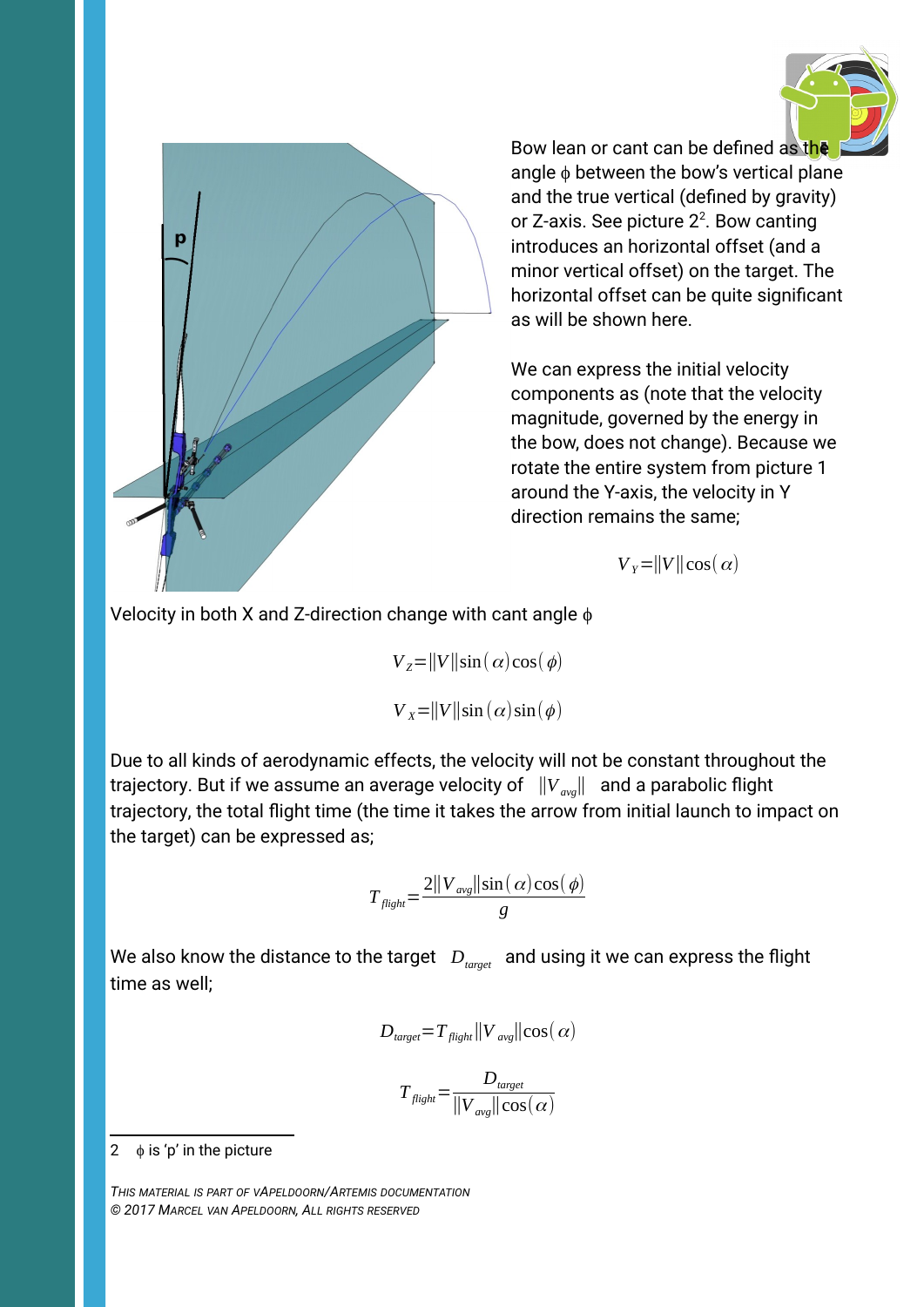Bow lean or cant can be defined as the angle $\phi$ between the bow's vertical plane and the true vertical (defined by gravity) or Z-axis. See picture 2[2]. Bow canting introduces an horizontal offset (and a minor vertical offset) on the target. The horizontal offset can be quite significant as will be shown here.

We can express the initial velocity components as (note that the velocity magnitude, governed by the energy in the bow, does not change). Because we rotate the entire system from picture 1 around the Y-axis, the velocity in Y direction remains the same;

$$V_Y = \|V\| \cos(\alpha)$$

Velocity in both X and Z-direction change with cant angle $\phi$

$$V_Z = \|V\| \sin(\alpha) \cos(\phi)$$

$$V_X = \|V\| \sin(\alpha) \sin(\phi)$$

Due to all kinds of aerodynamic effects, the velocity will not be constant throughout the trajectory. But if we assume an average velocity of $\|V_{avg}\|$ and a parabolic flight trajectory, the total flight time (the time it takes the arrow from initial launch to impact on the target) can be expressed as;

$$T_{flight} = \frac{2\|V_{avg}\| \sin(\alpha) \cos(\phi)}{g}$$

We also know the distance to the target $D_{target}$ and using it we can express the flight time as well;

$$D_{target} = T_{flight} \|V_{avg}\| \cos(\alpha)$$

$$T_{flight} = \frac{D_{target}}{\|V_{avg}\| \cos(\alpha)}$$

2 $\phi$ is 'p' in the picture

*This material is part of vApeldoorn/Artemis documentation*
*© 2017 Marcel van Apeldoorn, all rights reserved*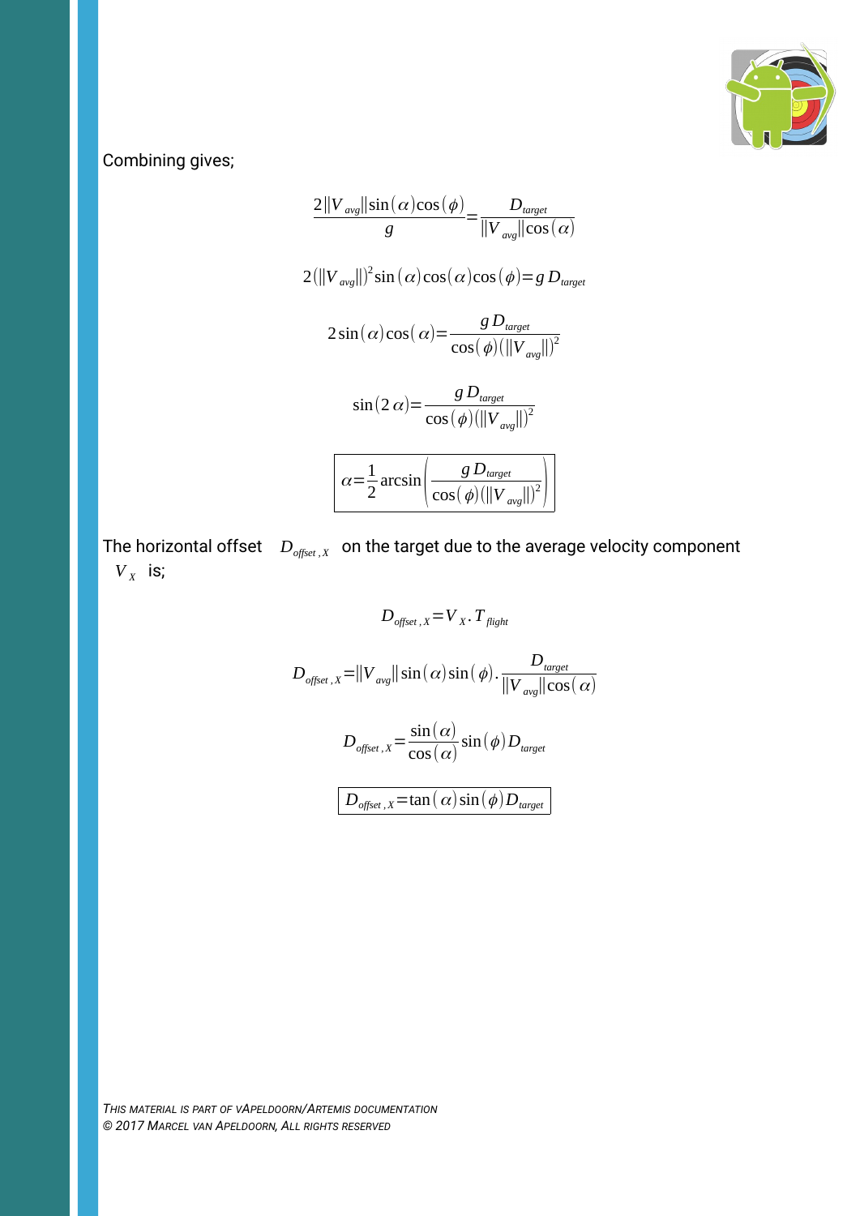Combining gives;

$$\frac{2\|V_{avg}\|\sin(\alpha)\cos(\phi)}{g}=\frac{D_{target}}{\|V_{avg}\|\cos(\alpha)}$$

$$2(\|V_{avg}\|)^2\sin(\alpha)\cos(\alpha)\cos(\phi)=g\,D_{target}$$

$$2\sin(\alpha)\cos(\alpha)=\frac{g\,D_{target}}{\cos(\phi)(\|V_{avg}\|)^2}$$

$$\sin(2\alpha)=\frac{g\,D_{target}}{\cos(\phi)(\|V_{avg}\|)^2}$$

$$\boxed{\alpha=\frac{1}{2}\arcsin\left(\frac{g\,D_{target}}{\cos(\phi)(\|V_{avg}\|)^2}\right)}$$

The horizontal offset $D_{offset,X}$ on the target due to the average velocity component $V_X$ is;

$$D_{offset,X}=V_X.T_{flight}$$

$$D_{offset,X}=\|V_{avg}\|\sin(\alpha)\sin(\phi).\frac{D_{target}}{\|V_{avg}\|\cos(\alpha)}$$

$$D_{offset,X}=\frac{\sin(\alpha)}{\cos(\alpha)}\sin(\phi)D_{target}$$

$$\boxed{D_{offset,X}=\tan(\alpha)\sin(\phi)D_{target}}$$

*This material is part of vApeldoorn/Artemis documentation*
*© 2017 Marcel van Apeldoorn, All rights reserved*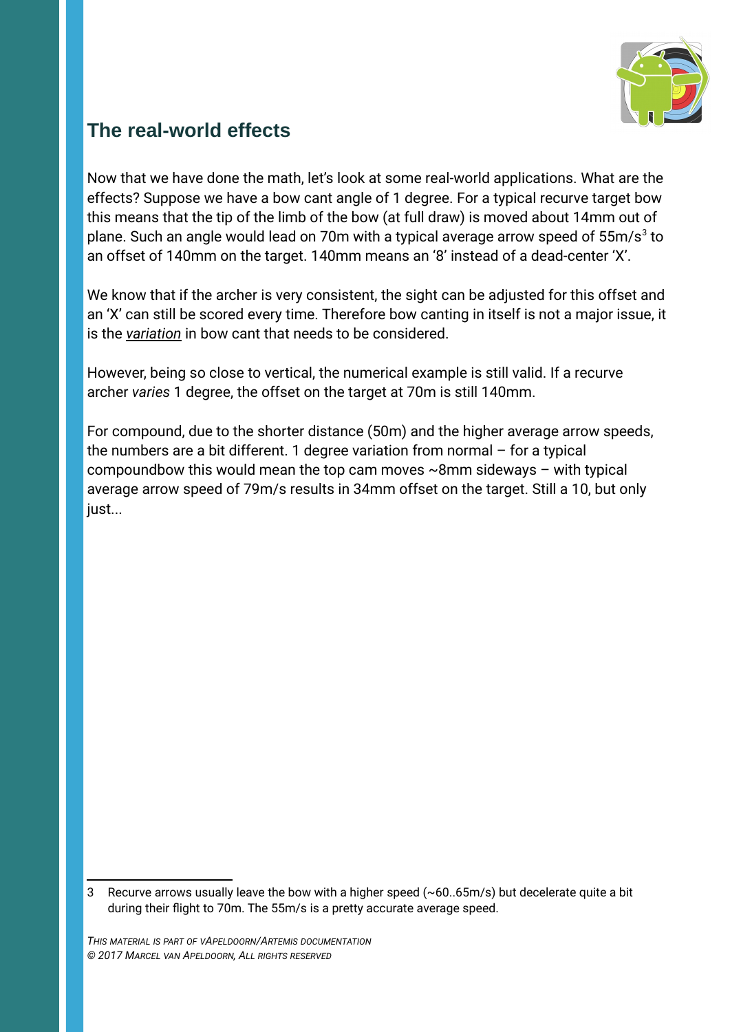## The real-world effects

Now that we have done the math, let's look at some real-world applications. What are the effects? Suppose we have a bow cant angle of 1 degree. For a typical recurve target bow this means that the tip of the limb of the bow (at full draw) is moved about 14mm out of plane. Such an angle would lead on 70m with a typical average arrow speed of 55m/s[3] to an offset of 140mm on the target. 140mm means an '8' instead of a dead-center 'X'.

We know that if the archer is very consistent, the sight can be adjusted for this offset and an 'X' can still be scored every time. Therefore bow canting in itself is not a major issue, it is the *variation* in bow cant that needs to be considered.

However, being so close to vertical, the numerical example is still valid. If a recurve archer *varies* 1 degree, the offset on the target at 70m is still 140mm.

For compound, due to the shorter distance (50m) and the higher average arrow speeds, the numbers are a bit different. 1 degree variation from normal – for a typical compoundbow this would mean the top cam moves ~8mm sideways – with typical average arrow speed of 79m/s results in 34mm offset on the target. Still a 10, but only just...

---

3 Recurve arrows usually leave the bow with a higher speed (~60..65m/s) but decelerate quite a bit during their flight to 70m. The 55m/s is a pretty accurate average speed.

*This material is part of vApeldoorn/Artemis documentation*
*© 2017 Marcel van Apeldoorn, All rights reserved*